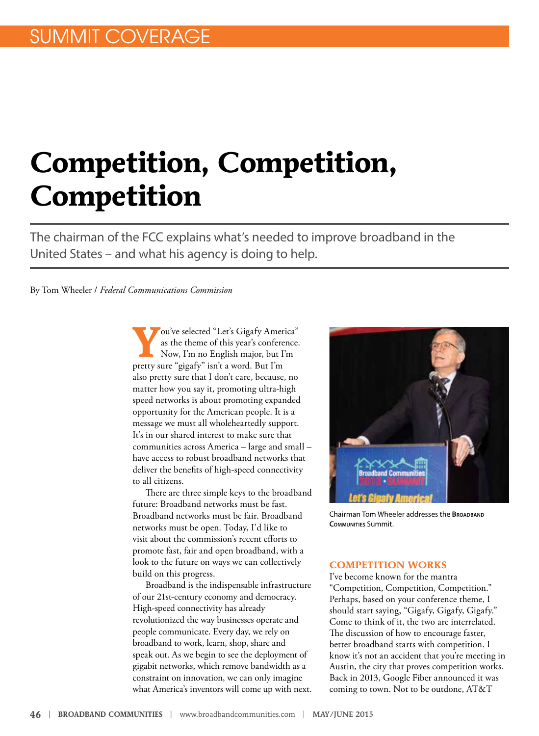SUMMIT COVERAGE

# Competition, Competition, Competition

The chairman of the FCC explains what's needed to improve broadband in the United States – and what his agency is doing to help.

By Tom Wheeler / *Federal Communications Commission*

You've selected "Let's Gigafy America" as the theme of this year's conference. Now, I'm no English major, but I'm pretty sure "gigafy" isn't a word. But I'm also pretty sure that I don't care, because, no matter how you say it, promoting ultra-high speed networks is about promoting expanded opportunity for the American people. It is a message we must all wholeheartedly support. It's in our shared interest to make sure that communities across America – large and small – have access to robust broadband networks that deliver the benefits of high-speed connectivity to all citizens.

There are three simple keys to the broadband future: Broadband networks must be fast. Broadband networks must be fair. Broadband networks must be open. Today, I'd like to visit about the commission's recent efforts to promote fast, fair and open broadband, with a look to the future on ways we can collectively build on this progress.

Broadband is the indispensable infrastructure of our 21st-century economy and democracy. High-speed connectivity has already revolutionized the way businesses operate and people communicate. Every day, we rely on broadband to work, learn, shop, share and speak out. As we begin to see the deployment of gigabit networks, which remove bandwidth as a constraint on innovation, we can only imagine what America's inventors will come up with next.

Chairman Tom Wheeler addresses the Broadband Communities Summit.

## COMPETITION WORKS

I've become known for the mantra "Competition, Competition, Competition." Perhaps, based on your conference theme, I should start saying, "Gigafy, Gigafy, Gigafy." Come to think of it, the two are interrelated. The discussion of how to encourage faster, better broadband starts with competition. I know it's not an accident that you're meeting in Austin, the city that proves competition works. Back in 2013, Google Fiber announced it was coming to town. Not to be outdone, AT&T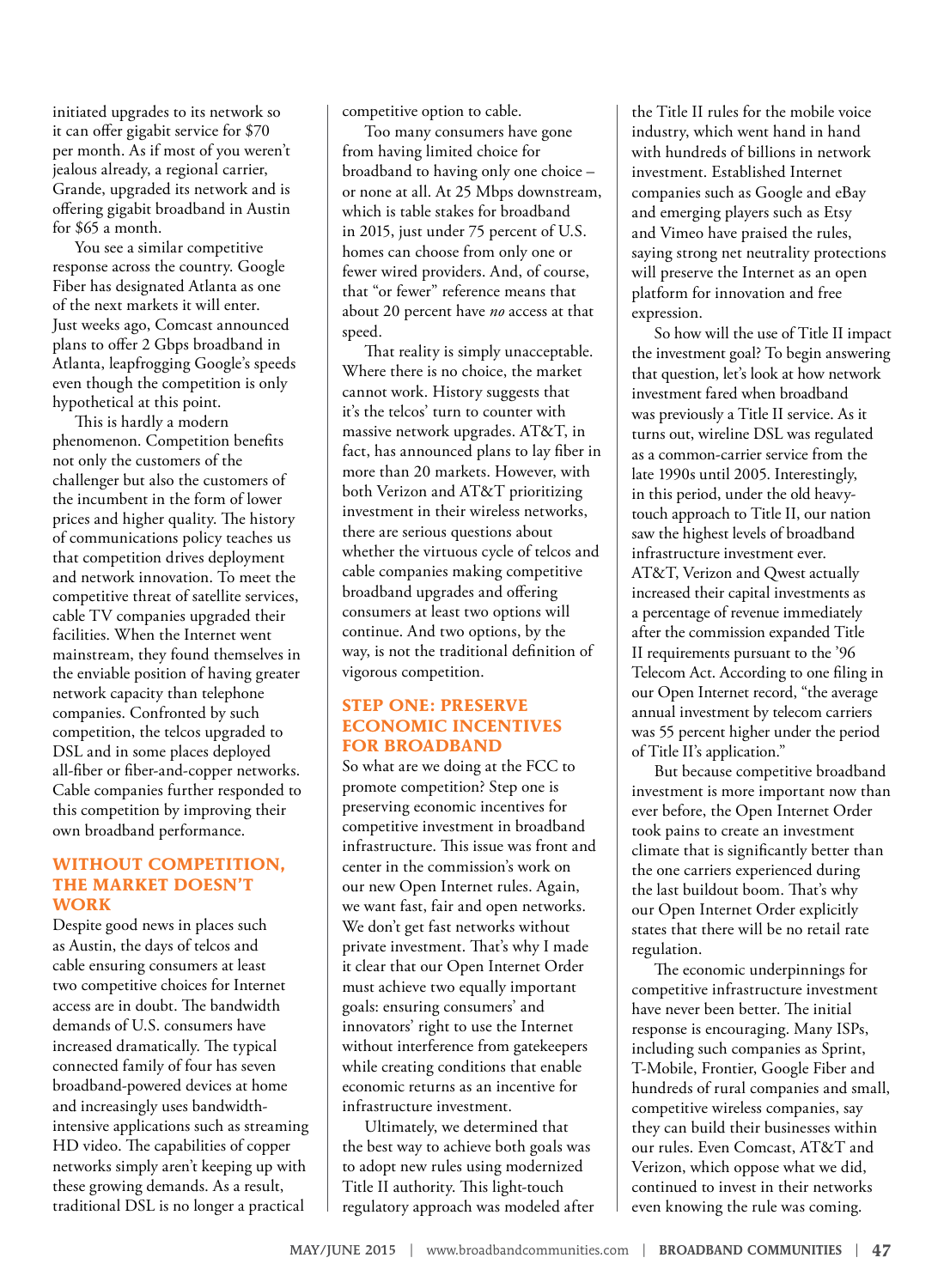initiated upgrades to its network so it can offer gigabit service for $70 per month. As if most of you weren't jealous already, a regional carrier, Grande, upgraded its network and is offering gigabit broadband in Austin for $65 a month.

You see a similar competitive response across the country. Google Fiber has designated Atlanta as one of the next markets it will enter. Just weeks ago, Comcast announced plans to offer 2 Gbps broadband in Atlanta, leapfrogging Google's speeds even though the competition is only hypothetical at this point.

This is hardly a modern phenomenon. Competition benefits not only the customers of the challenger but also the customers of the incumbent in the form of lower prices and higher quality. The history of communications policy teaches us that competition drives deployment and network innovation. To meet the competitive threat of satellite services, cable TV companies upgraded their facilities. When the Internet went mainstream, they found themselves in the enviable position of having greater network capacity than telephone companies. Confronted by such competition, the telcos upgraded to DSL and in some places deployed all-fiber or fiber-and-copper networks. Cable companies further responded to this competition by improving their own broadband performance.

## WITHOUT COMPETITION, THE MARKET DOESN'T WORK

Despite good news in places such as Austin, the days of telcos and cable ensuring consumers at least two competitive choices for Internet access are in doubt. The bandwidth demands of U.S. consumers have increased dramatically. The typical connected family of four has seven broadband-powered devices at home and increasingly uses bandwidth-intensive applications such as streaming HD video. The capabilities of copper networks simply aren't keeping up with these growing demands. As a result, traditional DSL is no longer a practical competitive option to cable.

Too many consumers have gone from having limited choice for broadband to having only one choice – or none at all. At 25 Mbps downstream, which is table stakes for broadband in 2015, just under 75 percent of U.S. homes can choose from only one or fewer wired providers. And, of course, that "or fewer" reference means that about 20 percent have *no* access at that speed.

That reality is simply unacceptable. Where there is no choice, the market cannot work. History suggests that it's the telcos' turn to counter with massive network upgrades. AT&T, in fact, has announced plans to lay fiber in more than 20 markets. However, with both Verizon and AT&T prioritizing investment in their wireless networks, there are serious questions about whether the virtuous cycle of telcos and cable companies making competitive broadband upgrades and offering consumers at least two options will continue. And two options, by the way, is not the traditional definition of vigorous competition.

## STEP ONE: PRESERVE ECONOMIC INCENTIVES FOR BROADBAND

So what are we doing at the FCC to promote competition? Step one is preserving economic incentives for competitive investment in broadband infrastructure. This issue was front and center in the commission's work on our new Open Internet rules. Again, we want fast, fair and open networks. We don't get fast networks without private investment. That's why I made it clear that our Open Internet Order must achieve two equally important goals: ensuring consumers' and innovators' right to use the Internet without interference from gatekeepers while creating conditions that enable economic returns as an incentive for infrastructure investment.

Ultimately, we determined that the best way to achieve both goals was to adopt new rules using modernized Title II authority. This light-touch regulatory approach was modeled after the Title II rules for the mobile voice industry, which went hand in hand with hundreds of billions in network investment. Established Internet companies such as Google and eBay and emerging players such as Etsy and Vimeo have praised the rules, saying strong net neutrality protections will preserve the Internet as an open platform for innovation and free expression.

So how will the use of Title II impact the investment goal? To begin answering that question, let's look at how network investment fared when broadband was previously a Title II service. As it turns out, wireline DSL was regulated as a common-carrier service from the late 1990s until 2005. Interestingly, in this period, under the old heavy-touch approach to Title II, our nation saw the highest levels of broadband infrastructure investment ever. AT&T, Verizon and Qwest actually increased their capital investments as a percentage of revenue immediately after the commission expanded Title II requirements pursuant to the '96 Telecom Act. According to one filing in our Open Internet record, "the average annual investment by telecom carriers was 55 percent higher under the period of Title II's application."

But because competitive broadband investment is more important now than ever before, the Open Internet Order took pains to create an investment climate that is significantly better than the one carriers experienced during the last buildout boom. That's why our Open Internet Order explicitly states that there will be no retail rate regulation.

The economic underpinnings for competitive infrastructure investment have never been better. The initial response is encouraging. Many ISPs, including such companies as Sprint, T-Mobile, Frontier, Google Fiber and hundreds of rural companies and small, competitive wireless companies, say they can build their businesses within our rules. Even Comcast, AT&T and Verizon, which oppose what we did, continued to invest in their networks even knowing the rule was coming.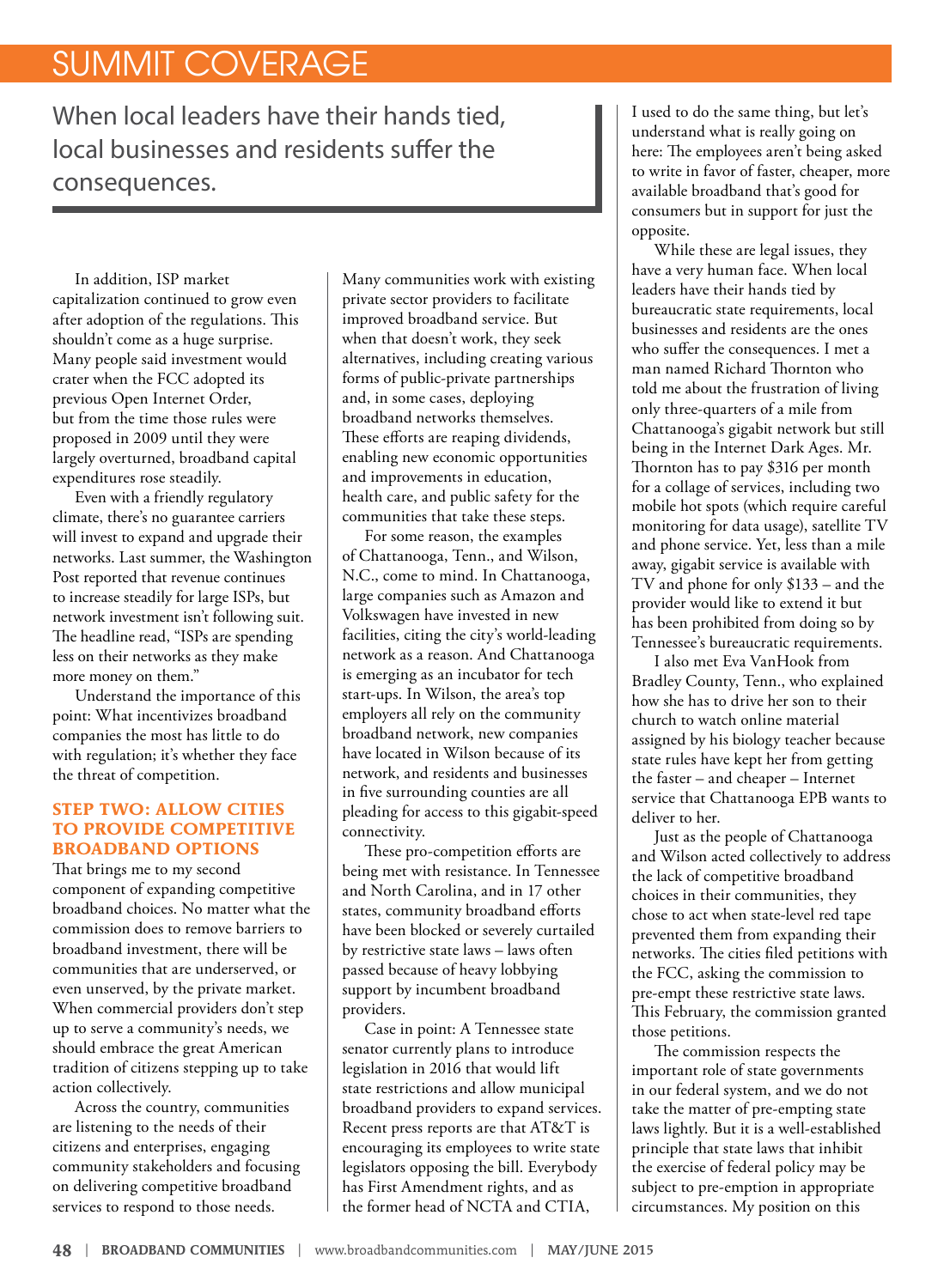# SUMMIT COVERAGE

> When local leaders have their hands tied, local businesses and residents suffer the consequences.

In addition, ISP market capitalization continued to grow even after adoption of the regulations. This shouldn't come as a huge surprise. Many people said investment would crater when the FCC adopted its previous Open Internet Order, but from the time those rules were proposed in 2009 until they were largely overturned, broadband capital expenditures rose steadily.

Even with a friendly regulatory climate, there's no guarantee carriers will invest to expand and upgrade their networks. Last summer, the Washington Post reported that revenue continues to increase steadily for large ISPs, but network investment isn't following suit. The headline read, "ISPs are spending less on their networks as they make more money on them."

Understand the importance of this point: What incentivizes broadband companies the most has little to do with regulation; it's whether they face the threat of competition.

## STEP TWO: ALLOW CITIES TO PROVIDE COMPETITIVE BROADBAND OPTIONS

That brings me to my second component of expanding competitive broadband choices. No matter what the commission does to remove barriers to broadband investment, there will be communities that are underserved, or even unserved, by the private market. When commercial providers don't step up to serve a community's needs, we should embrace the great American tradition of citizens stepping up to take action collectively.

Across the country, communities are listening to the needs of their citizens and enterprises, engaging community stakeholders and focusing on delivering competitive broadband services to respond to those needs. Many communities work with existing private sector providers to facilitate improved broadband service. But when that doesn't work, they seek alternatives, including creating various forms of public-private partnerships and, in some cases, deploying broadband networks themselves. These efforts are reaping dividends, enabling new economic opportunities and improvements in education, health care, and public safety for the communities that take these steps.

For some reason, the examples of Chattanooga, Tenn., and Wilson, N.C., come to mind. In Chattanooga, large companies such as Amazon and Volkswagen have invested in new facilities, citing the city's world-leading network as a reason. And Chattanooga is emerging as an incubator for tech start-ups. In Wilson, the area's top employers all rely on the community broadband network, new companies have located in Wilson because of its network, and residents and businesses in five surrounding counties are all pleading for access to this gigabit-speed connectivity.

These pro-competition efforts are being met with resistance. In Tennessee and North Carolina, and in 17 other states, community broadband efforts have been blocked or severely curtailed by restrictive state laws – laws often passed because of heavy lobbying support by incumbent broadband providers.

Case in point: A Tennessee state senator currently plans to introduce legislation in 2016 that would lift state restrictions and allow municipal broadband providers to expand services. Recent press reports are that AT&T is encouraging its employees to write state legislators opposing the bill. Everybody has First Amendment rights, and as the former head of NCTA and CTIA, I used to do the same thing, but let's understand what is really going on here: The employees aren't being asked to write in favor of faster, cheaper, more available broadband that's good for consumers but in support for just the opposite.

While these are legal issues, they have a very human face. When local leaders have their hands tied by bureaucratic state requirements, local businesses and residents are the ones who suffer the consequences. I met a man named Richard Thornton who told me about the frustration of living only three-quarters of a mile from Chattanooga's gigabit network but still being in the Internet Dark Ages. Mr. Thornton has to pay $316 per month for a collage of services, including two mobile hot spots (which require careful monitoring for data usage), satellite TV and phone service. Yet, less than a mile away, gigabit service is available with TV and phone for only $133 – and the provider would like to extend it but has been prohibited from doing so by Tennessee's bureaucratic requirements.

I also met Eva VanHook from Bradley County, Tenn., who explained how she has to drive her son to their church to watch online material assigned by his biology teacher because state rules have kept her from getting the faster – and cheaper – Internet service that Chattanooga EPB wants to deliver to her.

Just as the people of Chattanooga and Wilson acted collectively to address the lack of competitive broadband choices in their communities, they chose to act when state-level red tape prevented them from expanding their networks. The cities filed petitions with the FCC, asking the commission to pre-empt these restrictive state laws. This February, the commission granted those petitions.

The commission respects the important role of state governments in our federal system, and we do not take the matter of pre-empting state laws lightly. But it is a well-established principle that state laws that inhibit the exercise of federal policy may be subject to pre-emption in appropriate circumstances. My position on this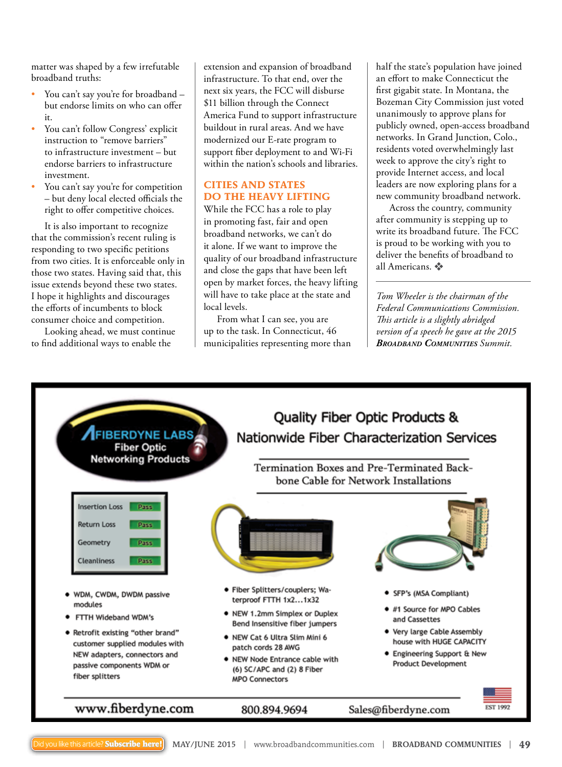matter was shaped by a few irrefutable broadband truths:

- You can't say you're for broadband – but endorse limits on who can offer it.
- You can't follow Congress' explicit instruction to "remove barriers" to infrastructure investment – but endorse barriers to infrastructure investment.
- You can't say you're for competition – but deny local elected officials the right to offer competitive choices.

It is also important to recognize that the commission's recent ruling is responding to two specific petitions from two cities. It is enforceable only in those two states. Having said that, this issue extends beyond these two states. I hope it highlights and discourages the efforts of incumbents to block consumer choice and competition.

Looking ahead, we must continue to find additional ways to enable the extension and expansion of broadband infrastructure. To that end, over the next six years, the FCC will disburse $11 billion through the Connect America Fund to support infrastructure buildout in rural areas. And we have modernized our E-rate program to support fiber deployment to and Wi-Fi within the nation's schools and libraries.

## CITIES AND STATES DO THE HEAVY LIFTING

While the FCC has a role to play in promoting fast, fair and open broadband networks, we can't do it alone. If we want to improve the quality of our broadband infrastructure and close the gaps that have been left open by market forces, the heavy lifting will have to take place at the state and local levels.

From what I can see, you are up to the task. In Connecticut, 46 municipalities representing more than half the state's population have joined an effort to make Connecticut the first gigabit state. In Montana, the Bozeman City Commission just voted unanimously to approve plans for publicly owned, open-access broadband networks. In Grand Junction, Colo., residents voted overwhelmingly last week to approve the city's right to provide Internet access, and local leaders are now exploring plans for a new community broadband network.

Across the country, community after community is stepping up to write its broadband future. The FCC is proud to be working with you to deliver the benefits of broadband to all Americans. ❖

---

*Tom Wheeler is the chairman of the Federal Communications Commission. This article is a slightly abridged version of a speech he gave at the 2015* ***Broadband Communities*** *Summit.*

---

**FIBERDYNE LABS**
**Fiber Optic Networking Products**

**Quality Fiber Optic Products & Nationwide Fiber Characterization Services**

Termination Boxes and Pre-Terminated Backbone Cable for Network Installations

| | |
|---|---|
| Insertion Loss | Pass |
| Return Loss | Pass |
| Geometry | Pass |
| Cleanliness | Pass |

- WDM, CWDM, DWDM passive modules
- FTTH Wideband WDM's
- Retrofit existing "other brand" customer supplied modules with NEW adapters, connectors and passive components WDM or fiber splitters

- Fiber Splitters/couplers; Waterproof FTTH 1x2…1x32
- NEW 1.2mm Simplex or Duplex Bend Insensitive fiber jumpers
- NEW Cat 6 Ultra Slim Mini 6 patch cords 28 AWG
- NEW Node Entrance cable with (6) SC/APC and (2) 8 Fiber MPO Connectors

- SFP's (MSA Compliant)
- #1 Source for MPO Cables and Cassettes
- Very large Cable Assembly house with HUGE CAPACITY
- Engineering Support & New Product Development

www.fiberdyne.com 800.894.9694 Sales@fiberdyne.com EST 1992

Did you like this article? **Subscribe here!**